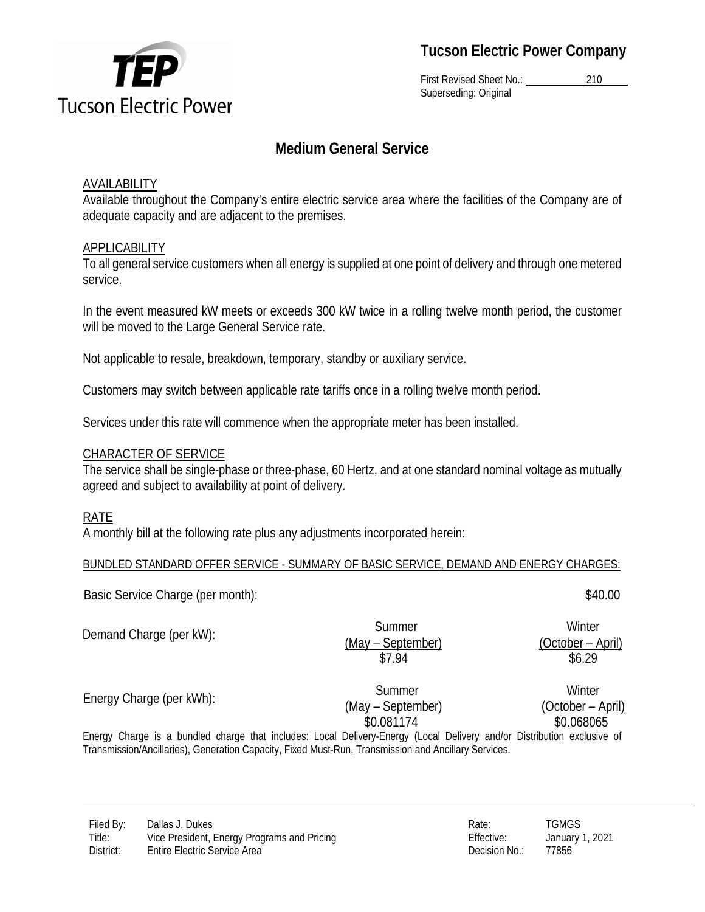**Tucson Electric Power Company**

First Revised Sheet No.: 210
Superseding: Original

# Medium General Service

## AVAILABILITY

Available throughout the Company's entire electric service area where the facilities of the Company are of adequate capacity and are adjacent to the premises.

## APPLICABILITY

To all general service customers when all energy is supplied at one point of delivery and through one metered service.

In the event measured kW meets or exceeds 300 kW twice in a rolling twelve month period, the customer will be moved to the Large General Service rate.

Not applicable to resale, breakdown, temporary, standby or auxiliary service.

Customers may switch between applicable rate tariffs once in a rolling twelve month period.

Services under this rate will commence when the appropriate meter has been installed.

## CHARACTER OF SERVICE

The service shall be single-phase or three-phase, 60 Hertz, and at one standard nominal voltage as mutually agreed and subject to availability at point of delivery.

## RATE

A monthly bill at the following rate plus any adjustments incorporated herein:

BUNDLED STANDARD OFFER SERVICE - SUMMARY OF BASIC SERVICE, DEMAND AND ENERGY CHARGES:

| | Summer (May – September) | Winter (October – April) |
|---|---|---|
| Basic Service Charge (per month): | | $40.00 |
| Demand Charge (per kW): | $7.94 | $6.29 |
| Energy Charge (per kWh): | $0.081174 | $0.068065 |

Energy Charge is a bundled charge that includes: Local Delivery-Energy (Local Delivery and/or Distribution exclusive of Transmission/Ancillaries), Generation Capacity, Fixed Must-Run, Transmission and Ancillary Services.

Filed By: Dallas J. Dukes
Title: Vice President, Energy Programs and Pricing
District: Entire Electric Service Area

Rate: TGMGS
Effective: January 1, 2021
Decision No.: 77856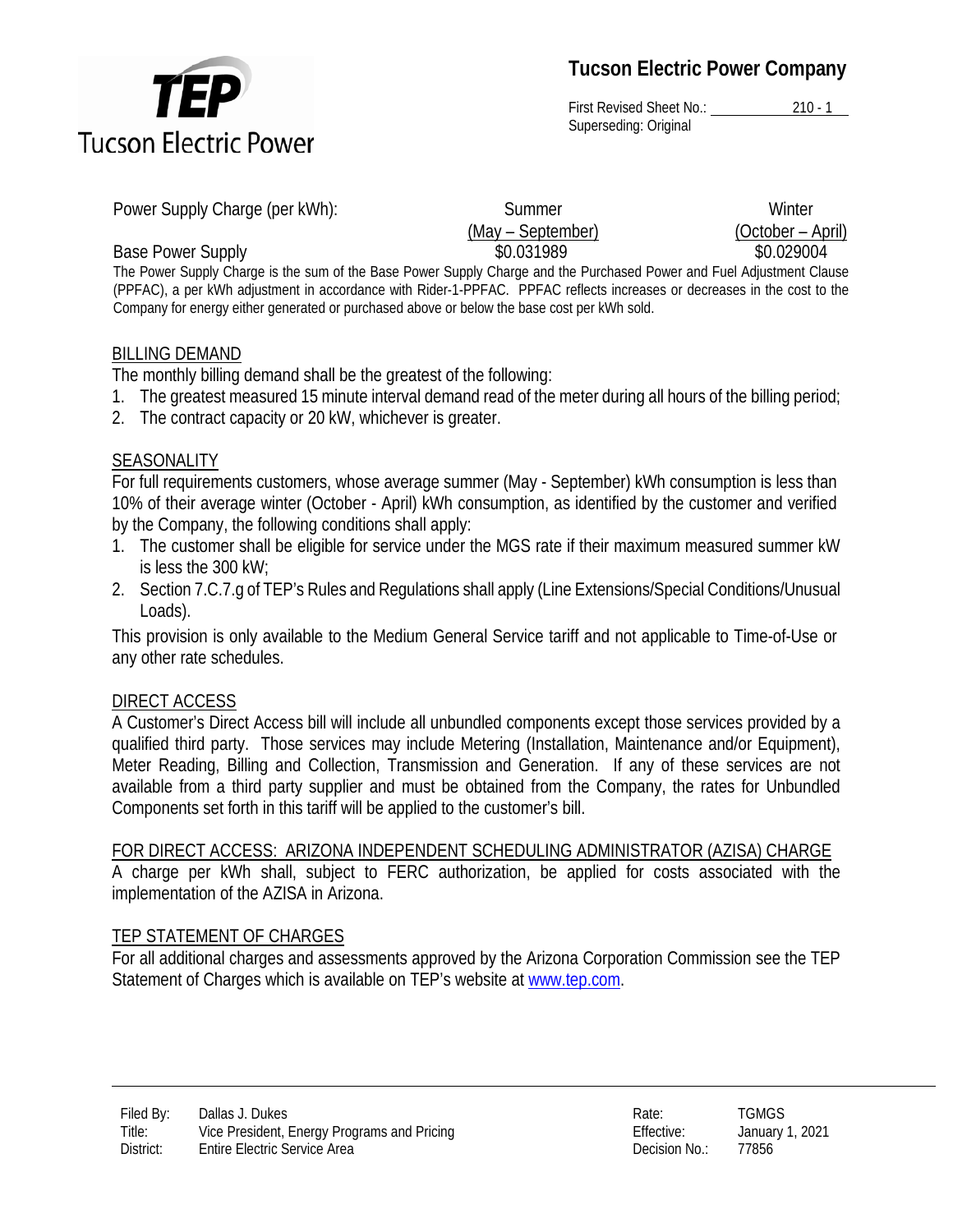| Power Supply Charge (per kWh): | Summer (May – September) | Winter (October – April) |
| --- | --- | --- |
| Base Power Supply | $0.031989 | $0.029004 |

The Power Supply Charge is the sum of the Base Power Supply Charge and the Purchased Power and Fuel Adjustment Clause (PPFAC), a per kWh adjustment in accordance with Rider-1-PPFAC. PPFAC reflects increases or decreases in the cost to the Company for energy either generated or purchased above or below the base cost per kWh sold.

## BILLING DEMAND

The monthly billing demand shall be the greatest of the following:

1. The greatest measured 15 minute interval demand read of the meter during all hours of the billing period;
2. The contract capacity or 20 kW, whichever is greater.

## SEASONALITY

For full requirements customers, whose average summer (May - September) kWh consumption is less than 10% of their average winter (October - April) kWh consumption, as identified by the customer and verified by the Company, the following conditions shall apply:

1. The customer shall be eligible for service under the MGS rate if their maximum measured summer kW is less the 300 kW;
2. Section 7.C.7.g of TEP's Rules and Regulations shall apply (Line Extensions/Special Conditions/Unusual Loads).

This provision is only available to the Medium General Service tariff and not applicable to Time-of-Use or any other rate schedules.

## DIRECT ACCESS

A Customer's Direct Access bill will include all unbundled components except those services provided by a qualified third party. Those services may include Metering (Installation, Maintenance and/or Equipment), Meter Reading, Billing and Collection, Transmission and Generation. If any of these services are not available from a third party supplier and must be obtained from the Company, the rates for Unbundled Components set forth in this tariff will be applied to the customer's bill.

## FOR DIRECT ACCESS: ARIZONA INDEPENDENT SCHEDULING ADMINISTRATOR (AZISA) CHARGE

A charge per kWh shall, subject to FERC authorization, be applied for costs associated with the implementation of the AZISA in Arizona.

## TEP STATEMENT OF CHARGES

For all additional charges and assessments approved by the Arizona Corporation Commission see the TEP Statement of Charges which is available on TEP's website at www.tep.com.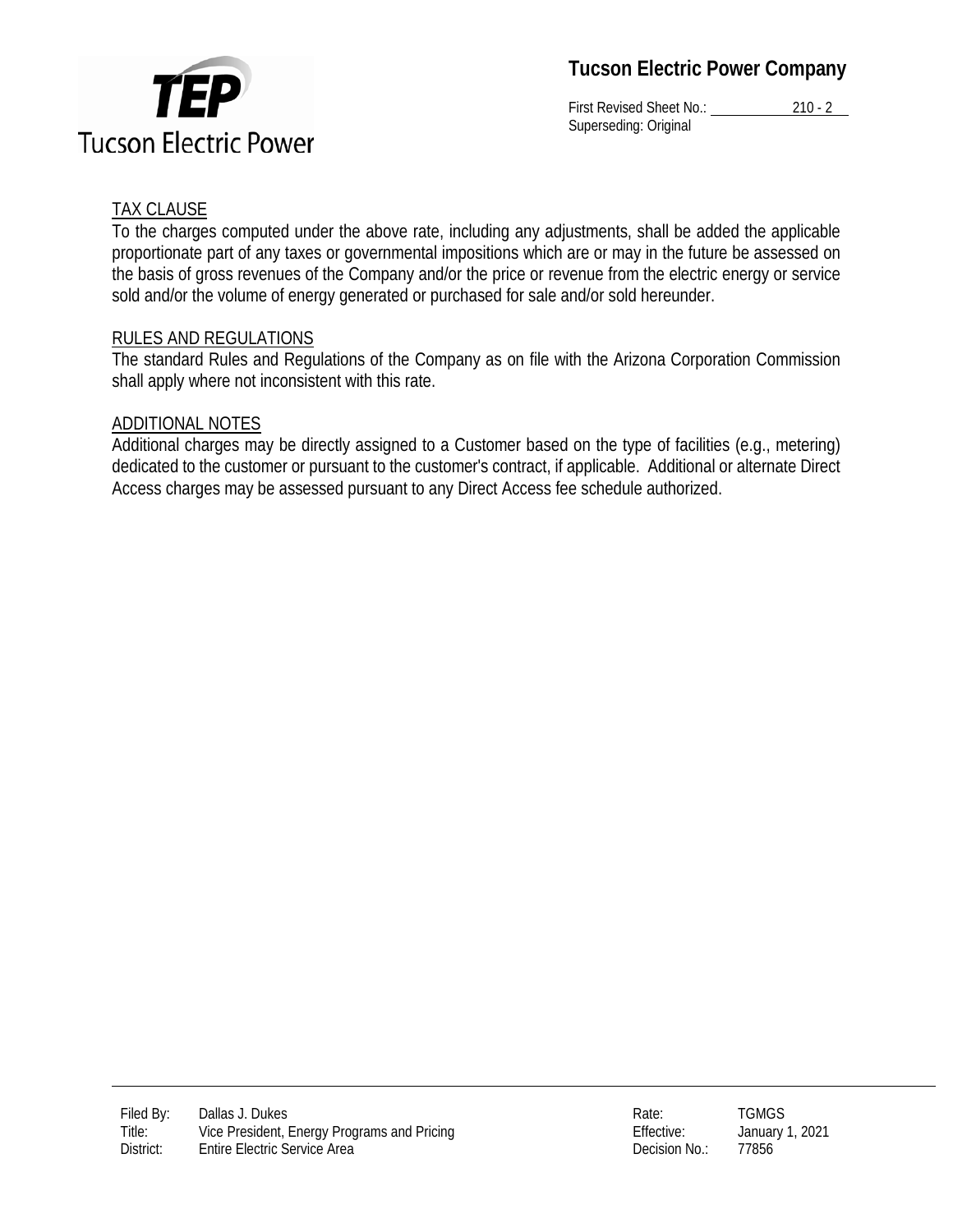## TAX CLAUSE

To the charges computed under the above rate, including any adjustments, shall be added the applicable proportionate part of any taxes or governmental impositions which are or may in the future be assessed on the basis of gross revenues of the Company and/or the price or revenue from the electric energy or service sold and/or the volume of energy generated or purchased for sale and/or sold hereunder.

## RULES AND REGULATIONS

The standard Rules and Regulations of the Company as on file with the Arizona Corporation Commission shall apply where not inconsistent with this rate.

## ADDITIONAL NOTES

Additional charges may be directly assigned to a Customer based on the type of facilities (e.g., metering) dedicated to the customer or pursuant to the customer's contract, if applicable. Additional or alternate Direct Access charges may be assessed pursuant to any Direct Access fee schedule authorized.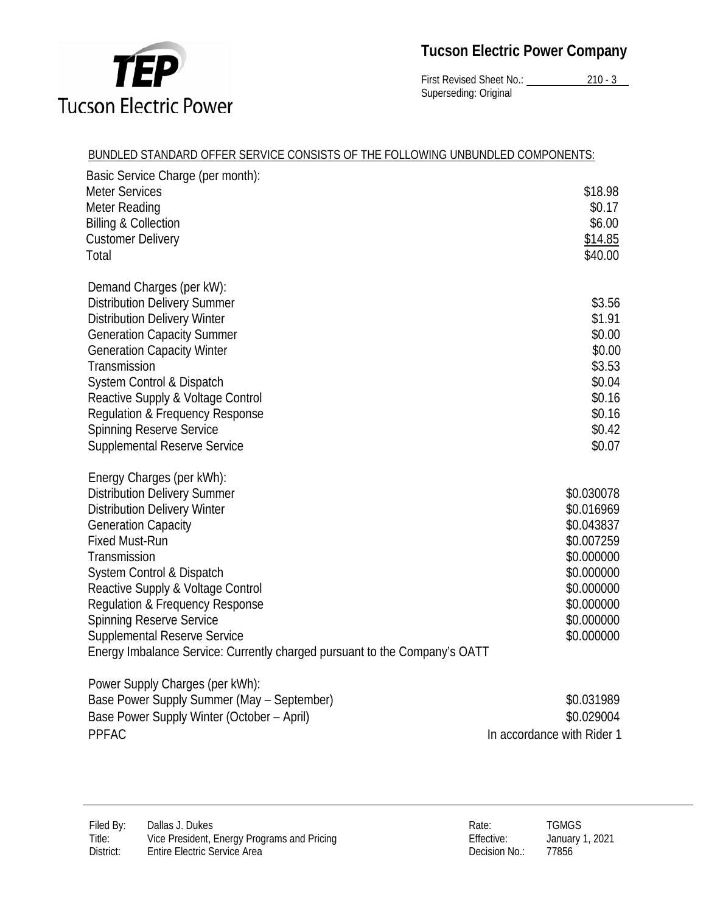**Tucson Electric Power Company**

First Revised Sheet No.: 210 - 3
Superseding: Original

BUNDLED STANDARD OFFER SERVICE CONSISTS OF THE FOLLOWING UNBUNDLED COMPONENTS:

| | |
|---|---|
| Basic Service Charge (per month): | |
| Meter Services | $18.98 |
| Meter Reading | $0.17 |
| Billing & Collection | $6.00 |
| Customer Delivery | $14.85 |
| Total | $40.00 |

| | |
|---|---|
| Demand Charges (per kW): | |
| Distribution Delivery Summer | $3.56 |
| Distribution Delivery Winter | $1.91 |
| Generation Capacity Summer | $0.00 |
| Generation Capacity Winter | $0.00 |
| Transmission | $3.53 |
| System Control & Dispatch | $0.04 |
| Reactive Supply & Voltage Control | $0.16 |
| Regulation & Frequency Response | $0.16 |
| Spinning Reserve Service | $0.42 |
| Supplemental Reserve Service | $0.07 |

| | |
|---|---|
| Energy Charges (per kWh): | |
| Distribution Delivery Summer | $0.030078 |
| Distribution Delivery Winter | $0.016969 |
| Generation Capacity | $0.043837 |
| Fixed Must-Run | $0.007259 |
| Transmission | $0.000000 |
| System Control & Dispatch | $0.000000 |
| Reactive Supply & Voltage Control | $0.000000 |
| Regulation & Frequency Response | $0.000000 |
| Spinning Reserve Service | $0.000000 |
| Supplemental Reserve Service | $0.000000 |
| Energy Imbalance Service: Currently charged pursuant to the Company's OATT | |

| | |
|---|---|
| Power Supply Charges (per kWh): | |
| Base Power Supply Summer (May – September) | $0.031989 |
| Base Power Supply Winter (October – April) | $0.029004 |
| PPFAC | In accordance with Rider 1 |

Filed By: Dallas J. Dukes
Title: Vice President, Energy Programs and Pricing
District: Entire Electric Service Area

Rate: TGMGS
Effective: January 1, 2021
Decision No.: 77856